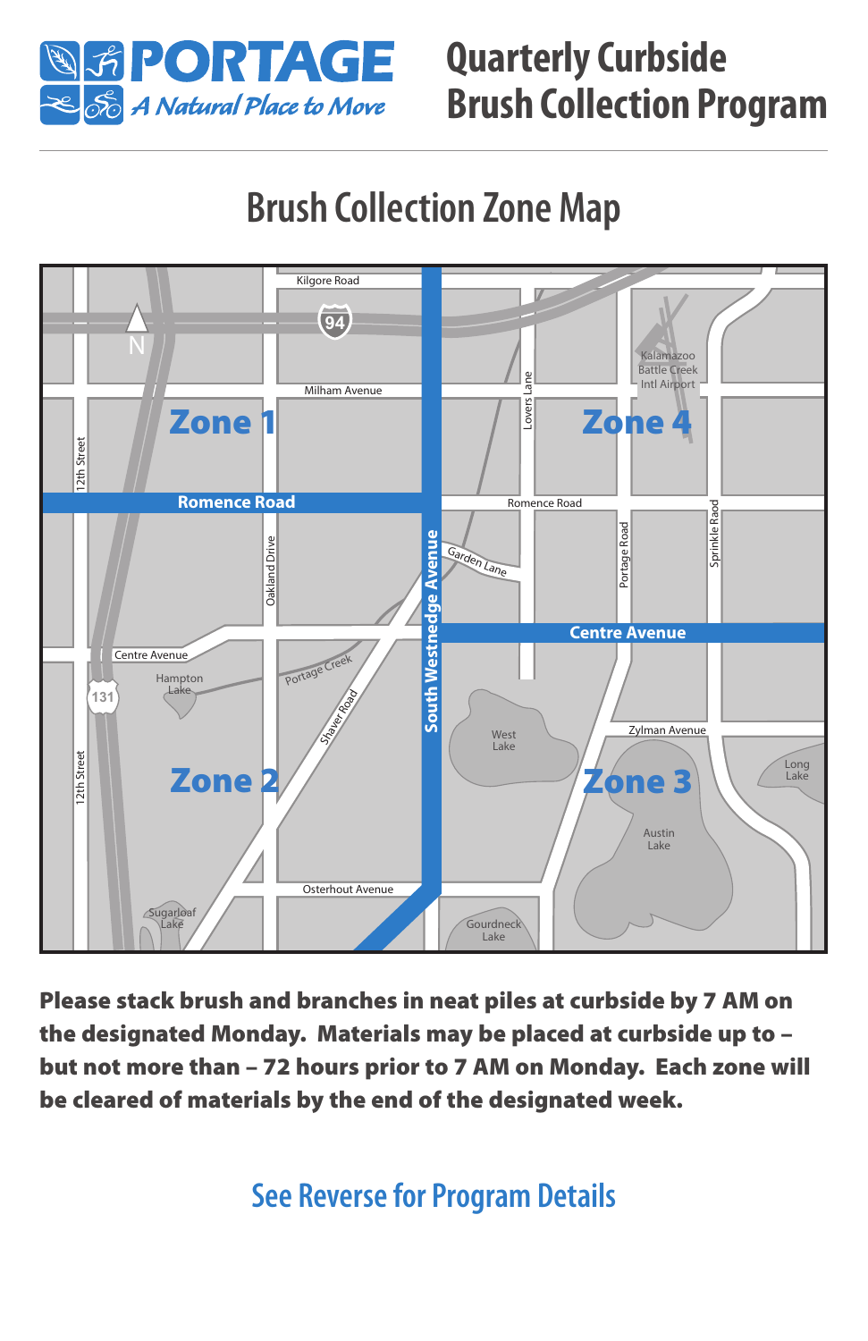# PORTAGE

*A Natural Place to Move*

# Quarterly Curbside Brush Collection Program

## Brush Collection Zone Map

Kilgore Road

94

N

Milham Avenue

Kalamazoo Battle Creek Intl Airport

Lovers Lane

Zone 1

Zone 4

12th Street

Romence Road

Romence Road

Garden Lane

Oakland Drive

South Westnedge Avenue

Portage Road

Sprinkle Raod

Centre Avenue

Centre Avenue

Hampton Lake

131

Portage Creek

Shaver Road

West Lake

Zylman Avenue

Zone 2

Zone 3

Long Lake

12th Street

Austin Lake

Osterhout Avenue

Sugarloaf Lake

Gourdneck Lake

**Please stack brush and branches in neat piles at curbside by 7 AM on the designated Monday. Materials may be placed at curbside up to – but not more than – 72 hours prior to 7 AM on Monday. Each zone will be cleared of materials by the end of the designated week.**

### See Reverse for Program Details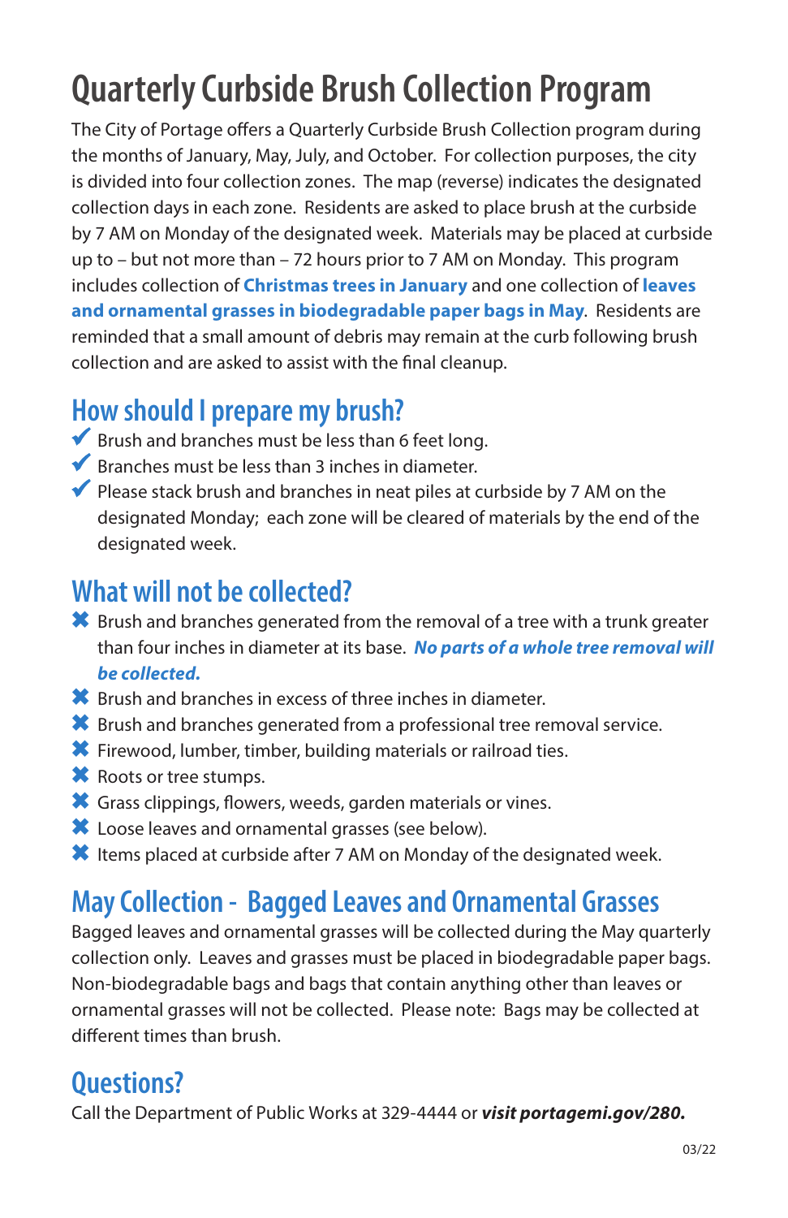# Quarterly Curbside Brush Collection Program

The City of Portage offers a Quarterly Curbside Brush Collection program during the months of January, May, July, and October. For collection purposes, the city is divided into four collection zones. The map (reverse) indicates the designated collection days in each zone. Residents are asked to place brush at the curbside by 7 AM on Monday of the designated week. Materials may be placed at curbside up to – but not more than – 72 hours prior to 7 AM on Monday. This program includes collection of **Christmas trees in January** and one collection of **leaves and ornamental grasses in biodegradable paper bags in May**. Residents are reminded that a small amount of debris may remain at the curb following brush collection and are asked to assist with the final cleanup.

## How should I prepare my brush?

- ✔ Brush and branches must be less than 6 feet long.
- ✔ Branches must be less than 3 inches in diameter.
- ✔ Please stack brush and branches in neat piles at curbside by 7 AM on the designated Monday; each zone will be cleared of materials by the end of the designated week.

## What will not be collected?

- ✖ Brush and branches generated from the removal of a tree with a trunk greater than four inches in diameter at its base. ***No parts of a whole tree removal will be collected.***
- ✖ Brush and branches in excess of three inches in diameter.
- ✖ Brush and branches generated from a professional tree removal service.
- ✖ Firewood, lumber, timber, building materials or railroad ties.
- ✖ Roots or tree stumps.
- ✖ Grass clippings, flowers, weeds, garden materials or vines.
- ✖ Loose leaves and ornamental grasses (see below).
- ✖ Items placed at curbside after 7 AM on Monday of the designated week.

## May Collection - Bagged Leaves and Ornamental Grasses

Bagged leaves and ornamental grasses will be collected during the May quarterly collection only. Leaves and grasses must be placed in biodegradable paper bags. Non-biodegradable bags and bags that contain anything other than leaves or ornamental grasses will not be collected. Please note: Bags may be collected at different times than brush.

## Questions?

Call the Department of Public Works at 329-4444 or ***visit portagemi.gov/280.***

03/22